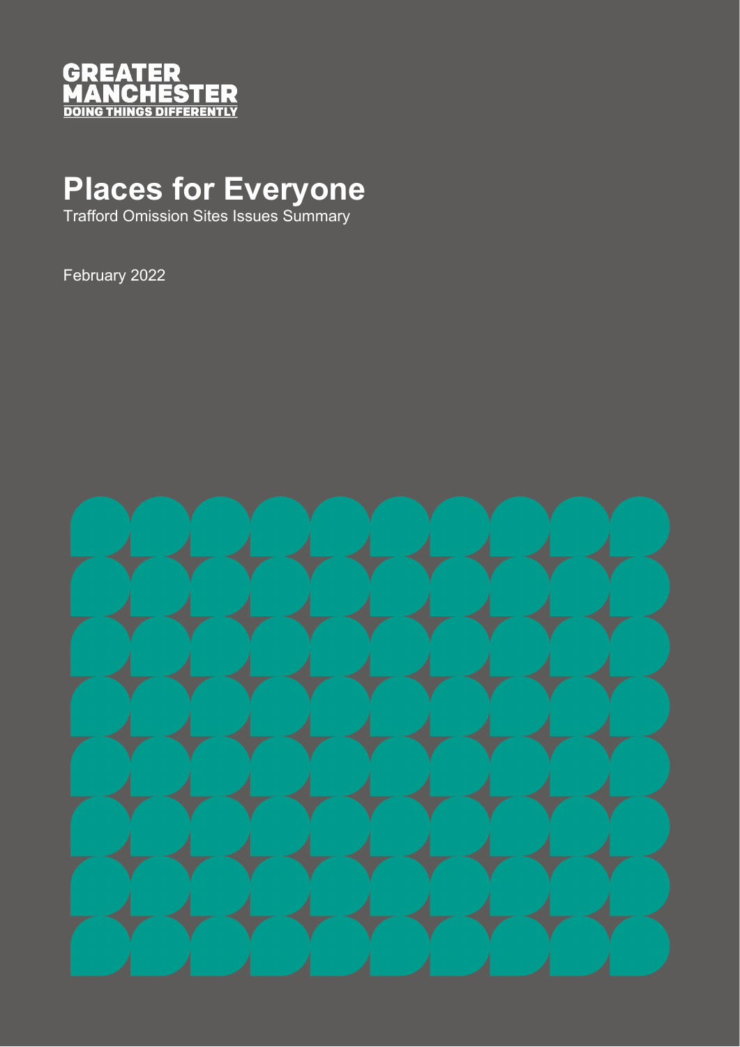GREATER MANCHESTER
DOING THINGS DIFFERENTLY

# Places for Everyone

Trafford Omission Sites Issues Summary

February 2022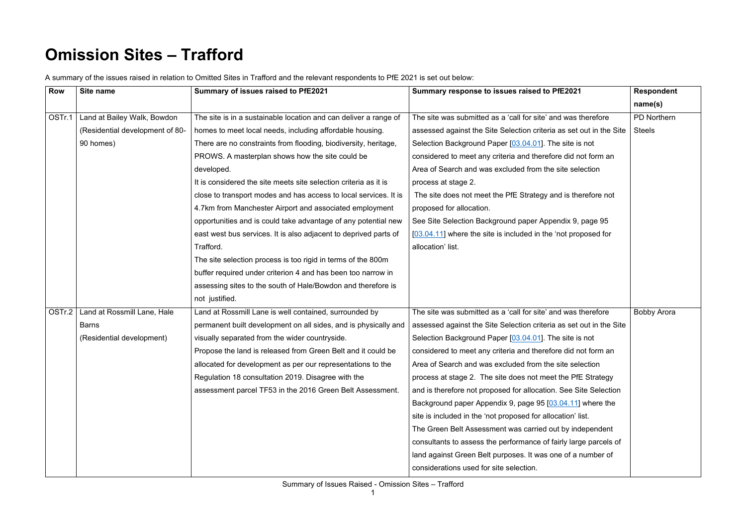# Omission Sites – Trafford

A summary of the issues raised in relation to Omitted Sites in Trafford and the relevant respondents to PfE 2021 is set out below:

| Row | Site name | Summary of issues raised to PfE2021 | Summary response to issues raised to PfE2021 | Respondent name(s) |
|---|---|---|---|---|
| OSTr.1 | Land at Bailey Walk, Bowdon (Residential development of 80-90 homes) | The site is in a sustainable location and can deliver a range of homes to meet local needs, including affordable housing. There are no constraints from flooding, biodiversity, heritage, PROWS. A masterplan shows how the site could be developed.<br>It is considered the site meets site selection criteria as it is close to transport modes and has access to local services. It is 4.7km from Manchester Airport and associated employment opportunities and is could take advantage of any potential new east west bus services. It is also adjacent to deprived parts of Trafford.<br>The site selection process is too rigid in terms of the 800m buffer required under criterion 4 and has been too narrow in assessing sites to the south of Hale/Bowdon and therefore is not justified. | The site was submitted as a 'call for site' and was therefore assessed against the Site Selection criteria as set out in the Site Selection Background Paper [03.04.01]. The site is not considered to meet any criteria and therefore did not form an Area of Search and was excluded from the site selection process at stage 2.<br>The site does not meet the PfE Strategy and is therefore not proposed for allocation.<br>See Site Selection Background paper Appendix 9, page 95 [03.04.11] where the site is included in the 'not proposed for allocation' list. | PD Northern Steels |
| OSTr.2 | Land at Rossmill Lane, Hale Barns (Residential development) | Land at Rossmill Lane is well contained, surrounded by permanent built development on all sides, and is physically and visually separated from the wider countryside.<br>Propose the land is released from Green Belt and it could be allocated for development as per our representations to the Regulation 18 consultation 2019. Disagree with the assessment parcel TF53 in the 2016 Green Belt Assessment. | The site was submitted as a 'call for site' and was therefore assessed against the Site Selection criteria as set out in the Site Selection Background Paper [03.04.01]. The site is not considered to meet any criteria and therefore did not form an Area of Search and was excluded from the site selection process at stage 2. The site does not meet the PfE Strategy and is therefore not proposed for allocation. See Site Selection Background paper Appendix 9, page 95 [03.04.11] where the site is included in the 'not proposed for allocation' list.<br>The Green Belt Assessment was carried out by independent consultants to assess the performance of fairly large parcels of land against Green Belt purposes. It was one of a number of considerations used for site selection. | Bobby Arora |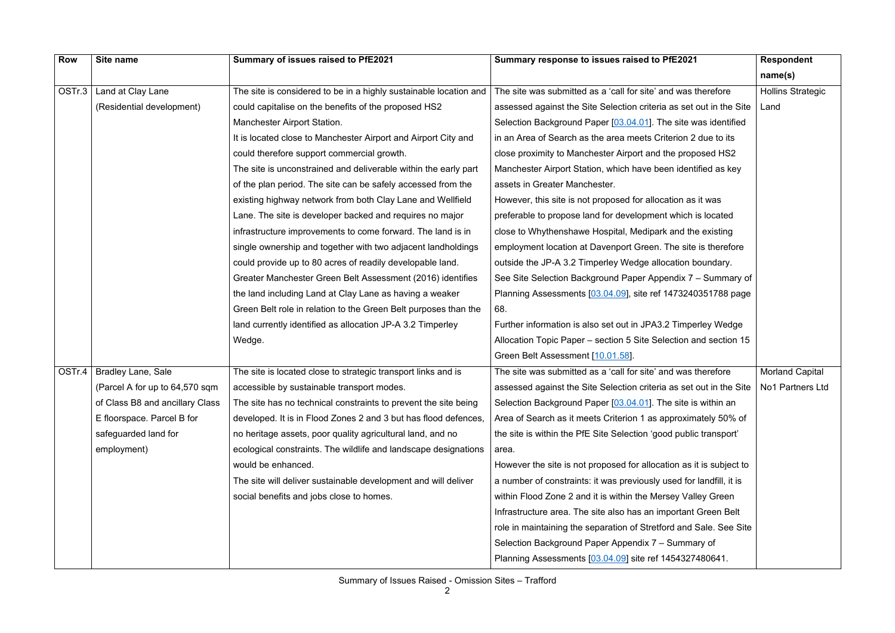| Row | Site name | Summary of issues raised to PfE2021 | Summary response to issues raised to PfE2021 | Respondent name(s) |
|---|---|---|---|---|
| OSTr.3 | Land at Clay Lane (Residential development) | The site is considered to be in a highly sustainable location and could capitalise on the benefits of the proposed HS2 Manchester Airport Station.<br>It is located close to Manchester Airport and Airport City and could therefore support commercial growth.<br>The site is unconstrained and deliverable within the early part of the plan period. The site can be safely accessed from the existing highway network from both Clay Lane and Wellfield Lane. The site is developer backed and requires no major infrastructure improvements to come forward. The land is in single ownership and together with two adjacent landholdings could provide up to 80 acres of readily developable land.<br>Greater Manchester Green Belt Assessment (2016) identifies the land including Land at Clay Lane as having a weaker Green Belt role in relation to the Green Belt purposes than the land currently identified as allocation JP-A 3.2 Timperley Wedge. | The site was submitted as a 'call for site' and was therefore assessed against the Site Selection criteria as set out in the Site Selection Background Paper [03.04.01]. The site was identified in an Area of Search as the area meets Criterion 2 due to its close proximity to Manchester Airport and the proposed HS2 Manchester Airport Station, which have been identified as key assets in Greater Manchester.<br>However, this site is not proposed for allocation as it was preferable to propose land for development which is located close to Whythenshawe Hospital, Medipark and the existing employment location at Davenport Green. The site is therefore outside the JP-A 3.2 Timperley Wedge allocation boundary. See Site Selection Background Paper Appendix 7 – Summary of Planning Assessments [03.04.09], site ref 1473240351788 page 68.<br>Further information is also set out in JPA3.2 Timperley Wedge Allocation Topic Paper – section 5 Site Selection and section 15 Green Belt Assessment [10.01.58]. | Hollins Strategic Land |
| OSTr.4 | Bradley Lane, Sale (Parcel A for up to 64,570 sqm of Class B8 and ancillary Class E floorspace. Parcel B for safeguarded land for employment) | The site is located close to strategic transport links and is accessible by sustainable transport modes.<br>The site has no technical constraints to prevent the site being developed. It is in Flood Zones 2 and 3 but has flood defences, no heritage assets, poor quality agricultural land, and no ecological constraints. The wildlife and landscape designations would be enhanced.<br>The site will deliver sustainable development and will deliver social benefits and jobs close to homes. | The site was submitted as a 'call for site' and was therefore assessed against the Site Selection criteria as set out in the Site Selection Background Paper [03.04.01]. The site is within an Area of Search as it meets Criterion 1 as approximately 50% of the site is within the PfE Site Selection 'good public transport' area.<br>However the site is not proposed for allocation as it is subject to a number of constraints: it was previously used for landfill, it is within Flood Zone 2 and it is within the Mersey Valley Green Infrastructure area. The site also has an important Green Belt role in maintaining the separation of Stretford and Sale. See Site Selection Background Paper Appendix 7 – Summary of Planning Assessments [03.04.09] site ref 1454327480641. | Morland Capital No1 Partners Ltd |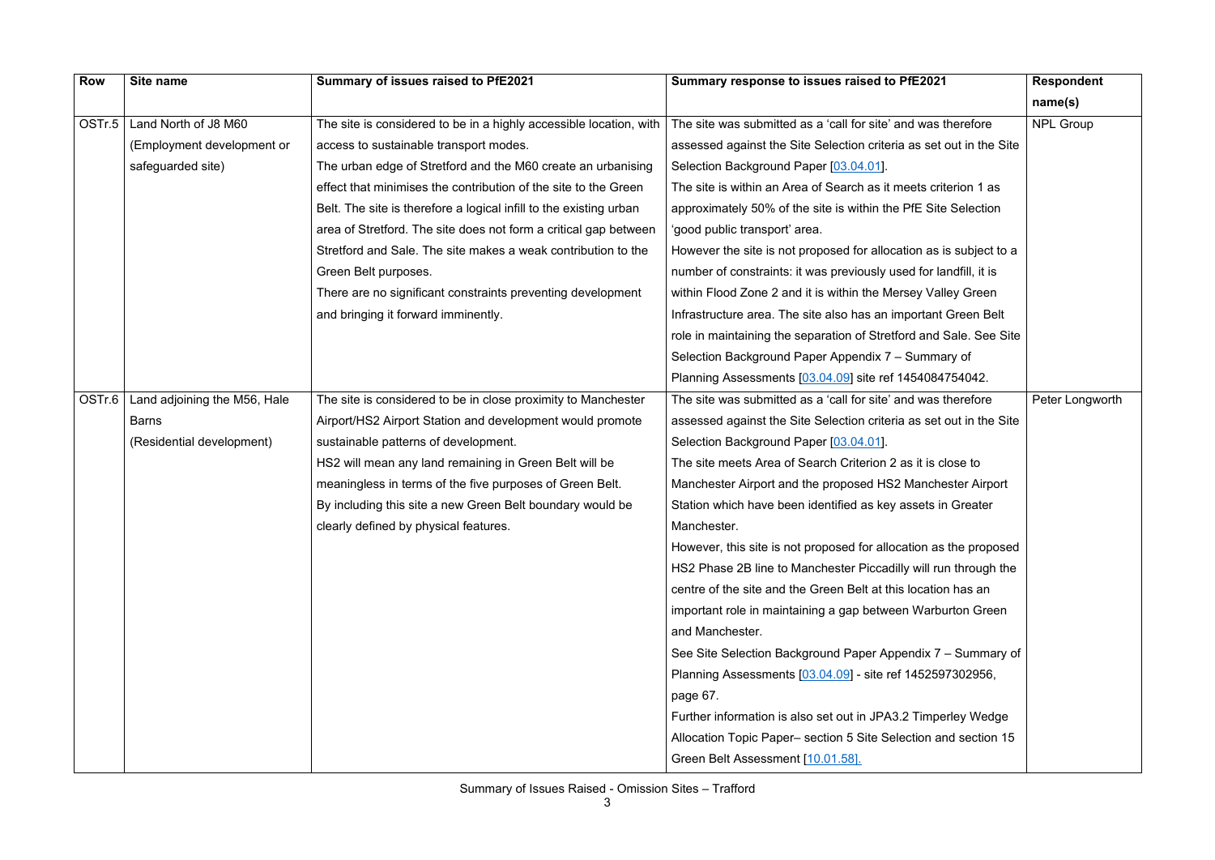| Row | Site name | Summary of issues raised to PfE2021 | Summary response to issues raised to PfE2021 | Respondent name(s) |
|---|---|---|---|---|
| OSTr.5 | Land North of J8 M60 (Employment development or safeguarded site) | The site is considered to be in a highly accessible location, with access to sustainable transport modes. The urban edge of Stretford and the M60 create an urbanising effect that minimises the contribution of the site to the Green Belt. The site is therefore a logical infill to the existing urban area of Stretford. The site does not form a critical gap between Stretford and Sale. The site makes a weak contribution to the Green Belt purposes. There are no significant constraints preventing development and bringing it forward imminently. | The site was submitted as a 'call for site' and was therefore assessed against the Site Selection criteria as set out in the Site Selection Background Paper [03.04.01]. The site is within an Area of Search as it meets criterion 1 as approximately 50% of the site is within the PfE Site Selection 'good public transport' area. However the site is not proposed for allocation as is subject to a number of constraints: it was previously used for landfill, it is within Flood Zone 2 and it is within the Mersey Valley Green Infrastructure area. The site also has an important Green Belt role in maintaining the separation of Stretford and Sale. See Site Selection Background Paper Appendix 7 – Summary of Planning Assessments [03.04.09] site ref 1454084754042. | NPL Group |
| OSTr.6 | Land adjoining the M56, Hale Barns (Residential development) | The site is considered to be in close proximity to Manchester Airport/HS2 Airport Station and development would promote sustainable patterns of development. HS2 will mean any land remaining in Green Belt will be meaningless in terms of the five purposes of Green Belt. By including this site a new Green Belt boundary would be clearly defined by physical features. | The site was submitted as a 'call for site' and was therefore assessed against the Site Selection criteria as set out in the Site Selection Background Paper [03.04.01]. The site meets Area of Search Criterion 2 as it is close to Manchester Airport and the proposed HS2 Manchester Airport Station which have been identified as key assets in Greater Manchester. However, this site is not proposed for allocation as the proposed HS2 Phase 2B line to Manchester Piccadilly will run through the centre of the site and the Green Belt at this location has an important role in maintaining a gap between Warburton Green and Manchester. See Site Selection Background Paper Appendix 7 – Summary of Planning Assessments [03.04.09] - site ref 1452597302956, page 67. Further information is also set out in JPA3.2 Timperley Wedge Allocation Topic Paper– section 5 Site Selection and section 15 Green Belt Assessment [10.01.58]. | Peter Longworth |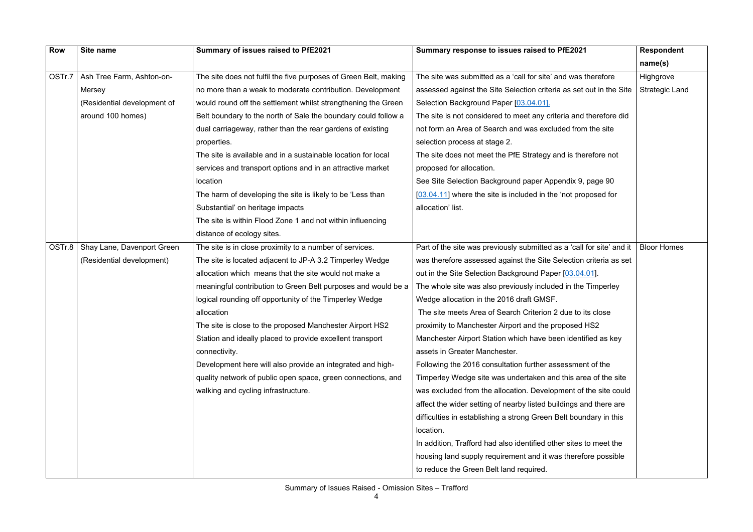| Row | Site name | Summary of issues raised to PfE2021 | Summary response to issues raised to PfE2021 | Respondent name(s) |
|---|---|---|---|---|
| OSTr.7 | Ash Tree Farm, Ashton-on-Mersey (Residential development of around 100 homes) | The site does not fulfil the five purposes of Green Belt, making no more than a weak to moderate contribution. Development would round off the settlement whilst strengthening the Green Belt boundary to the north of Sale the boundary could follow a dual carriageway, rather than the rear gardens of existing properties.<br>The site is available and in a sustainable location for local services and transport options and in an attractive market location<br>The harm of developing the site is likely to be 'Less than Substantial' on heritage impacts<br>The site is within Flood Zone 1 and not within influencing distance of ecology sites. | The site was submitted as a 'call for site' and was therefore assessed against the Site Selection criteria as set out in the Site Selection Background Paper [03.04.01].<br>The site is not considered to meet any criteria and therefore did not form an Area of Search and was excluded from the site selection process at stage 2.<br>The site does not meet the PfE Strategy and is therefore not proposed for allocation.<br>See Site Selection Background paper Appendix 9, page 90 [03.04.11] where the site is included in the 'not proposed for allocation' list. | Highgrove Strategic Land |
| OSTr.8 | Shay Lane, Davenport Green (Residential development) | The site is in close proximity to a number of services.<br>The site is located adjacent to JP-A 3.2 Timperley Wedge allocation which means that the site would not make a meaningful contribution to Green Belt purposes and would be a logical rounding off opportunity of the Timperley Wedge allocation<br>The site is close to the proposed Manchester Airport HS2 Station and ideally placed to provide excellent transport connectivity.<br>Development here will also provide an integrated and high-quality network of public open space, green connections, and walking and cycling infrastructure. | Part of the site was previously submitted as a 'call for site' and it was therefore assessed against the Site Selection criteria as set out in the Site Selection Background Paper [03.04.01].<br>The whole site was also previously included in the Timperley Wedge allocation in the 2016 draft GMSF.<br>The site meets Area of Search Criterion 2 due to its close proximity to Manchester Airport and the proposed HS2 Manchester Airport Station which have been identified as key assets in Greater Manchester.<br>Following the 2016 consultation further assessment of the Timperley Wedge site was undertaken and this area of the site was excluded from the allocation. Development of the site could affect the wider setting of nearby listed buildings and there are difficulties in establishing a strong Green Belt boundary in this location.<br>In addition, Trafford had also identified other sites to meet the housing land supply requirement and it was therefore possible to reduce the Green Belt land required. | Bloor Homes |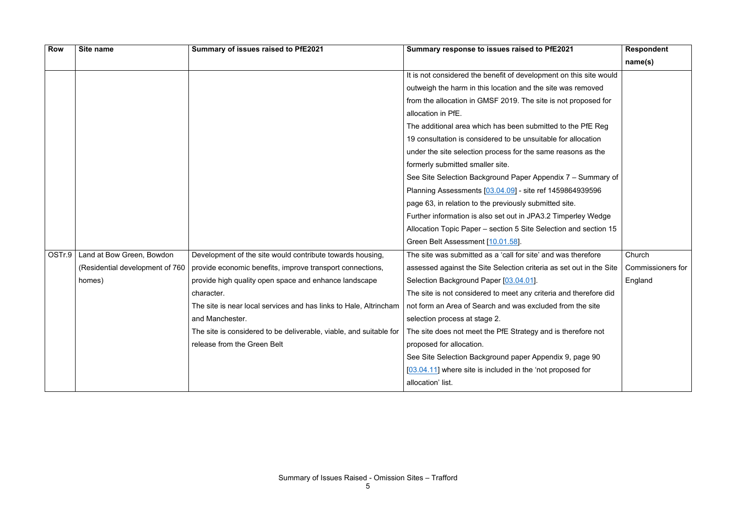| Row | Site name | Summary of issues raised to PfE2021 | Summary response to issues raised to PfE2021 | Respondent name(s) |
|---|---|---|---|---|
| | | | It is not considered the benefit of development on this site would outweigh the harm in this location and the site was removed from the allocation in GMSF 2019. The site is not proposed for allocation in PfE.<br>The additional area which has been submitted to the PfE Reg 19 consultation is considered to be unsuitable for allocation under the site selection process for the same reasons as the formerly submitted smaller site.<br>See Site Selection Background Paper Appendix 7 – Summary of Planning Assessments [03.04.09] - site ref 1459864939596 page 63, in relation to the previously submitted site.<br>Further information is also set out in JPA3.2 Timperley Wedge Allocation Topic Paper – section 5 Site Selection and section 15 Green Belt Assessment [10.01.58]. | |
| OSTr.9 | Land at Bow Green, Bowdon (Residential development of 760 homes) | Development of the site would contribute towards housing, provide economic benefits, improve transport connections, provide high quality open space and enhance landscape character.<br>The site is near local services and has links to Hale, Altrincham and Manchester.<br>The site is considered to be deliverable, viable, and suitable for release from the Green Belt | The site was submitted as a 'call for site' and was therefore assessed against the Site Selection criteria as set out in the Site Selection Background Paper [03.04.01].<br>The site is not considered to meet any criteria and therefore did not form an Area of Search and was excluded from the site selection process at stage 2.<br>The site does not meet the PfE Strategy and is therefore not proposed for allocation.<br>See Site Selection Background paper Appendix 9, page 90 [03.04.11] where site is included in the 'not proposed for allocation' list. | Church Commissioners for England |